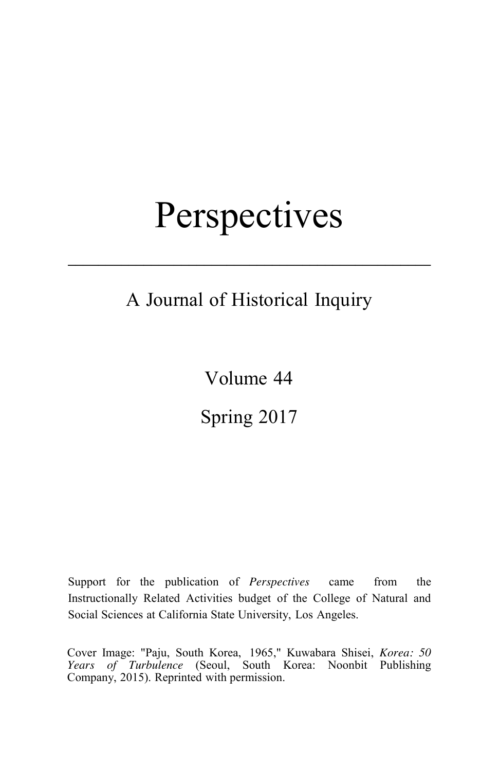# Perspectives

---

## A Journal of Historical Inquiry

Volume 44

Spring 2017

Support for the publication of *Perspectives* came from the Instructionally Related Activities budget of the College of Natural and Social Sciences at California State University, Los Angeles.

Cover Image: "Paju, South Korea, 1965," Kuwabara Shisei, *Korea: 50 Years of Turbulence* (Seoul, South Korea: Noonbit Publishing Company, 2015). Reprinted with permission.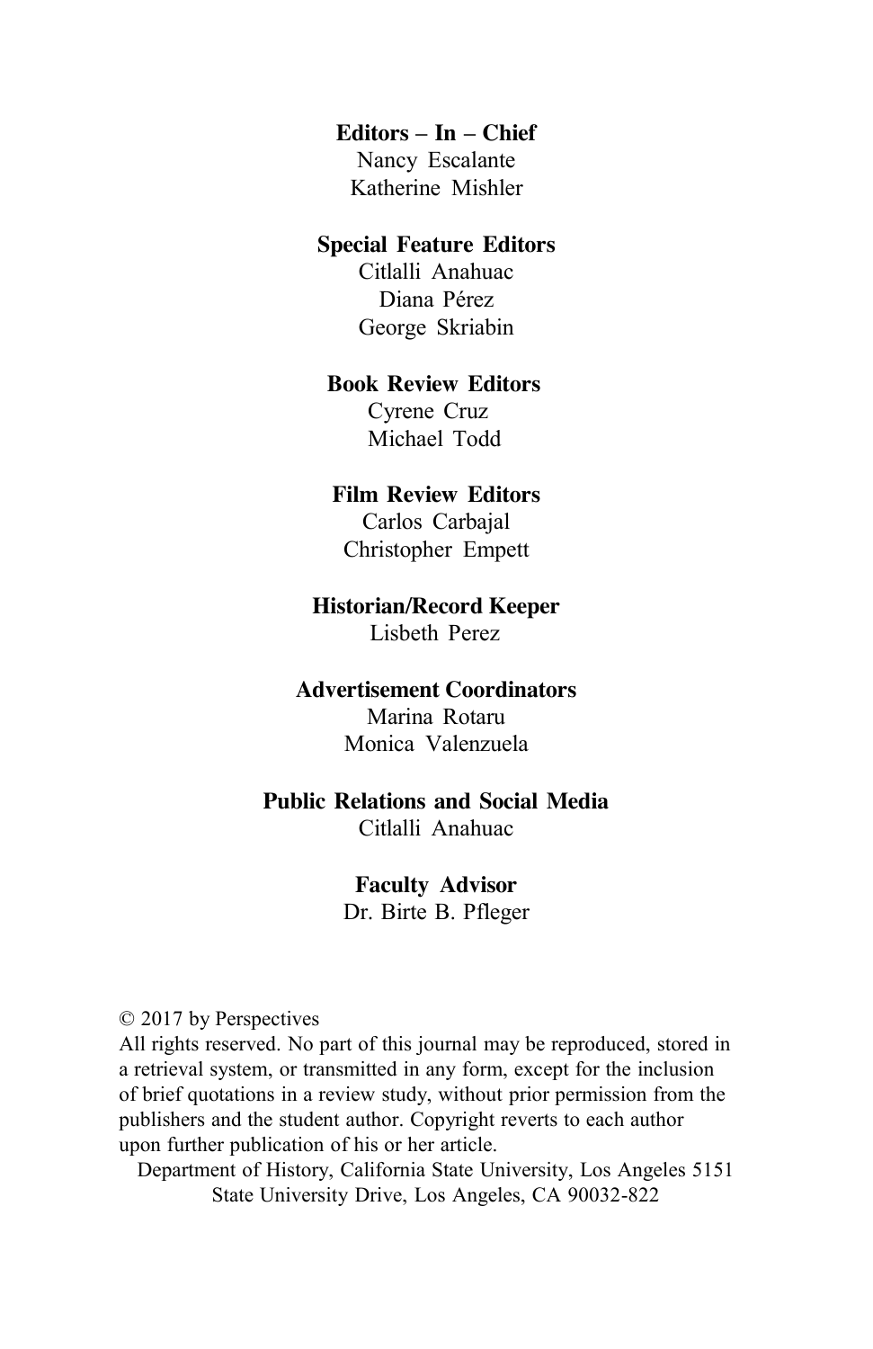**Editors – In – Chief**
Nancy Escalante
Katherine Mishler

**Special Feature Editors**
Citlalli Anahuac
Diana Pérez
George Skriabin

**Book Review Editors**
Cyrene Cruz
Michael Todd

**Film Review Editors**
Carlos Carbajal
Christopher Empett

**Historian/Record Keeper**
Lisbeth Perez

**Advertisement Coordinators**
Marina Rotaru
Monica Valenzuela

**Public Relations and Social Media**
Citlalli Anahuac

**Faculty Advisor**
Dr. Birte B. Pfleger

© 2017 by Perspectives
All rights reserved. No part of this journal may be reproduced, stored in a retrieval system, or transmitted in any form, except for the inclusion of brief quotations in a review study, without prior permission from the publishers and the student author. Copyright reverts to each author upon further publication of his or her article.

Department of History, California State University, Los Angeles 5151 State University Drive, Los Angeles, CA 90032-822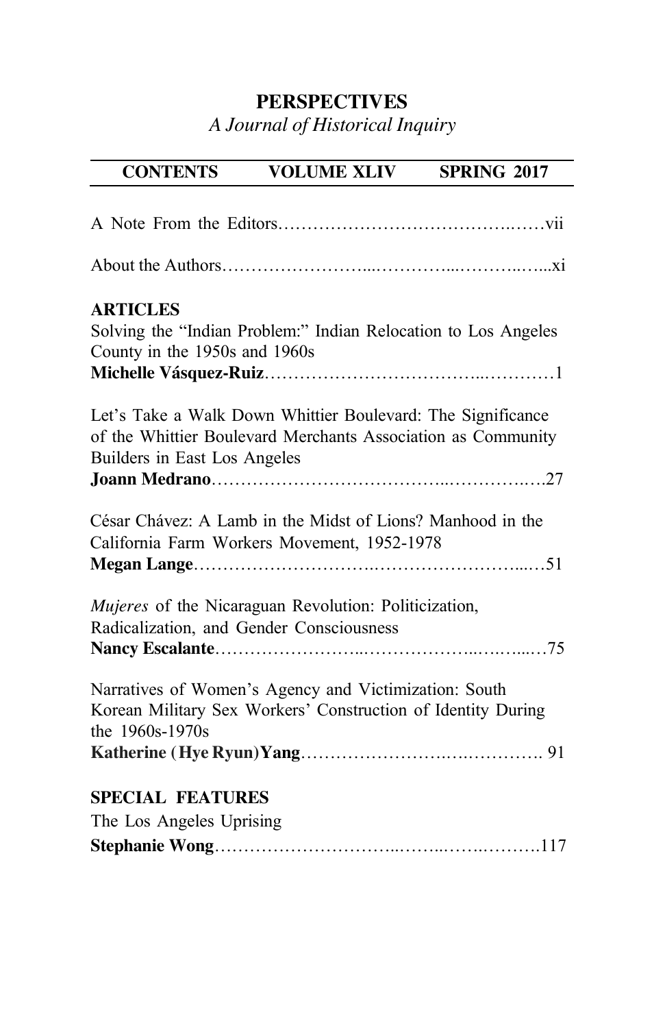# PERSPECTIVES

*A Journal of Historical Inquiry*

**CONTENTS** **VOLUME XLIV** **SPRING 2017**

A Note From the Editors……………………………………..……vii

About the Authors…………………….....…………...………..…...xi

## ARTICLES

Solving the "Indian Problem:" Indian Relocation to Los Angeles County in the 1950s and 1960s
**Michelle Vásquez-Ruiz**……………………………...…………1

Let's Take a Walk Down Whittier Boulevard: The Significance of the Whittier Boulevard Merchants Association as Community Builders in East Los Angeles
**Joann Medrano**………………………………..…………..….27

César Chávez: A Lamb in the Midst of Lions? Manhood in the California Farm Workers Movement, 1952-1978
**Megan Lange**……………………….……………………...…51

*Mujeres* of the Nicaraguan Revolution: Politicization, Radicalization, and Gender Consciousness
**Nancy Escalante**……………………..……………...…..…....…75

Narratives of Women's Agency and Victimization: South Korean Military Sex Workers' Construction of Identity During the 1960s-1970s
**Katherine (Hye Ryun)Yang**…………………….…..…………. 91

## SPECIAL FEATURES

The Los Angeles Uprising
**Stephanie Wong**………………………...……...…….……….117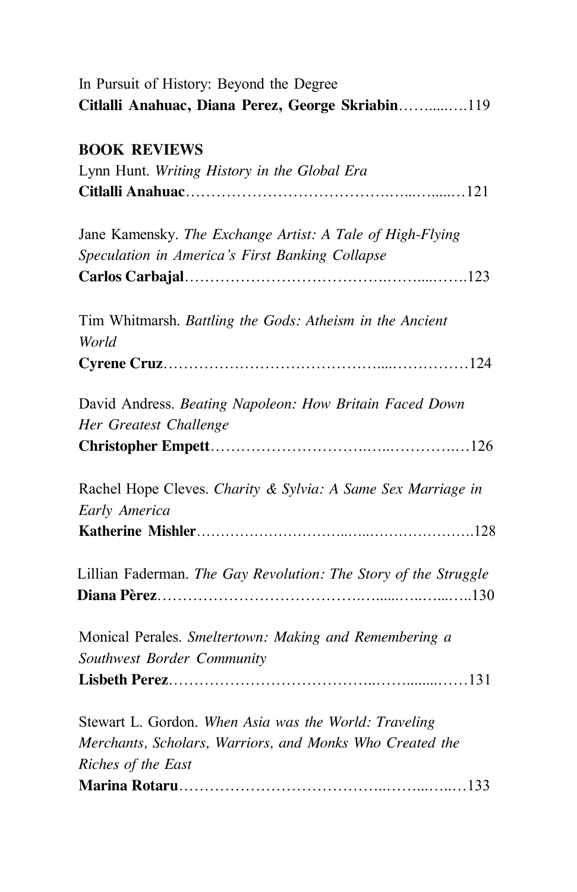In Pursuit of History: Beyond the Degree
**Citlalli Anahuac, Diana Perez, George Skriabin**……......….119

**BOOK REVIEWS**

Lynn Hunt. *Writing History in the Global Era*
**Citlalli Anahuac**…………………………………….....….....…121

Jane Kamensky. *The Exchange Artist: A Tale of High-Flying Speculation in America's First Banking Collapse*
**Carlos Carbajal**……………………………….……....…….123

Tim Whitmarsh. *Battling the Gods: Atheism in the Ancient World*
**Cyrene Cruz**…………………………………….....……………124

David Andress. *Beating Napoleon: How Britain Faced Down Her Greatest Challenge*
**Christopher Empett**………………………….…..…………..…126

Rachel Hope Cleves. *Charity & Sylvia: A Same Sex Marriage in Early America*
**Katherine Mishler**………………………..…..………………….128

Lillian Faderman. *The Gay Revolution: The Story of the Struggle*
**Diana Pèrez**……………………………….….......…...…...…..130

Monical Perales. *Smeltertown: Making and Remembering a Southwest Border Community*
**Lisbeth Perez**………………………………...……........……131

Stewart L. Gordon. *When Asia was the World: Traveling Merchants, Scholars, Warriors, and Monks Who Created the Riches of the East*
**Marina Rotaru**………………………………..……..…..…133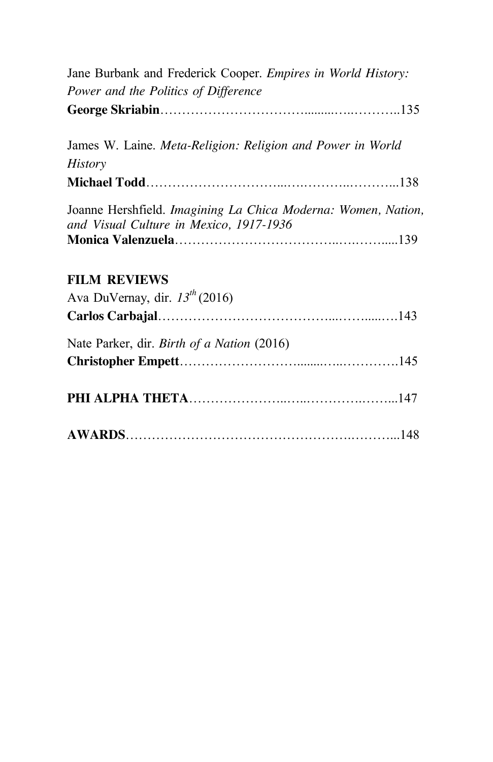Jane Burbank and Frederick Cooper. *Empires in World History: Power and the Politics of Difference*
**George Skriabin**……………………………........….……….....135

James W. Laine. *Meta-Religion: Religion and Power in World History*
**Michael Todd**…………………………...….………...………...138

Joanne Hershfield. *Imagining La Chica Moderna: Women, Nation, and Visual Culture in Mexico, 1917-1936*
**Monica Valenzuela**……………………………...….……….....139

## FILM REVIEWS

Ava DuVernay, dir. *13th* (2016)
**Carlos Carbajal**………………………………...……......….143

Nate Parker, dir. *Birth of a Nation* (2016)
**Christopher Empett**……………………........….………….145

**PHI ALPHA THETA**………………...….…………….……...147

**AWARDS**……………………………………………….………...148